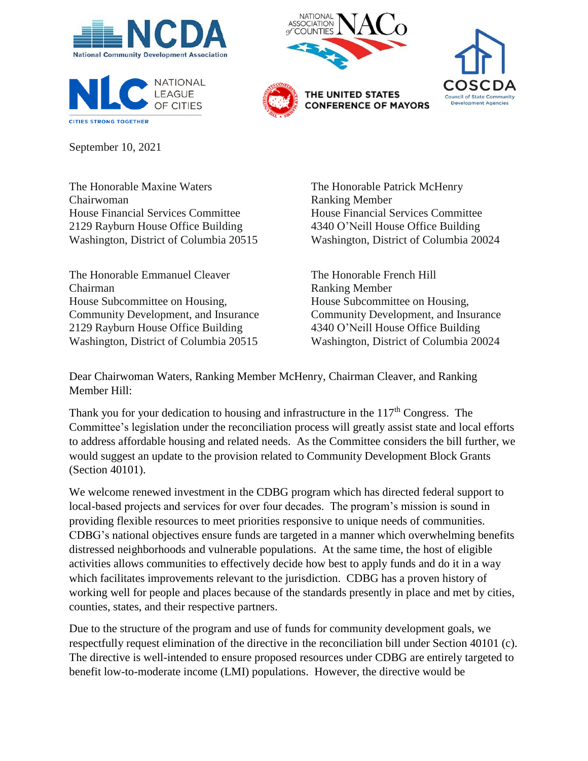NCDA
National Community Development Association

NATIONAL ASSOCIATION of COUNTIES NACo

COSCDA
Council of State Community Development Agencies

NLC NATIONAL LEAGUE OF CITIES
CITIES STRONG TOGETHER

THE UNITED STATES CONFERENCE OF MAYORS

September 10, 2021

The Honorable Maxine Waters
Chairwoman
House Financial Services Committee
2129 Rayburn House Office Building
Washington, District of Columbia 20515

The Honorable Patrick McHenry
Ranking Member
House Financial Services Committee
4340 O'Neill House Office Building
Washington, District of Columbia 20024

The Honorable Emmanuel Cleaver
Chairman
House Subcommittee on Housing, Community Development, and Insurance
2129 Rayburn House Office Building
Washington, District of Columbia 20515

The Honorable French Hill
Ranking Member
House Subcommittee on Housing, Community Development, and Insurance
4340 O'Neill House Office Building
Washington, District of Columbia 20024

Dear Chairwoman Waters, Ranking Member McHenry, Chairman Cleaver, and Ranking Member Hill:

Thank you for your dedication to housing and infrastructure in the 117th Congress. The Committee's legislation under the reconciliation process will greatly assist state and local efforts to address affordable housing and related needs. As the Committee considers the bill further, we would suggest an update to the provision related to Community Development Block Grants (Section 40101).

We welcome renewed investment in the CDBG program which has directed federal support to local-based projects and services for over four decades. The program's mission is sound in providing flexible resources to meet priorities responsive to unique needs of communities. CDBG's national objectives ensure funds are targeted in a manner which overwhelming benefits distressed neighborhoods and vulnerable populations. At the same time, the host of eligible activities allows communities to effectively decide how best to apply funds and do it in a way which facilitates improvements relevant to the jurisdiction. CDBG has a proven history of working well for people and places because of the standards presently in place and met by cities, counties, states, and their respective partners.

Due to the structure of the program and use of funds for community development goals, we respectfully request elimination of the directive in the reconciliation bill under Section 40101 (c). The directive is well-intended to ensure proposed resources under CDBG are entirely targeted to benefit low-to-moderate income (LMI) populations. However, the directive would be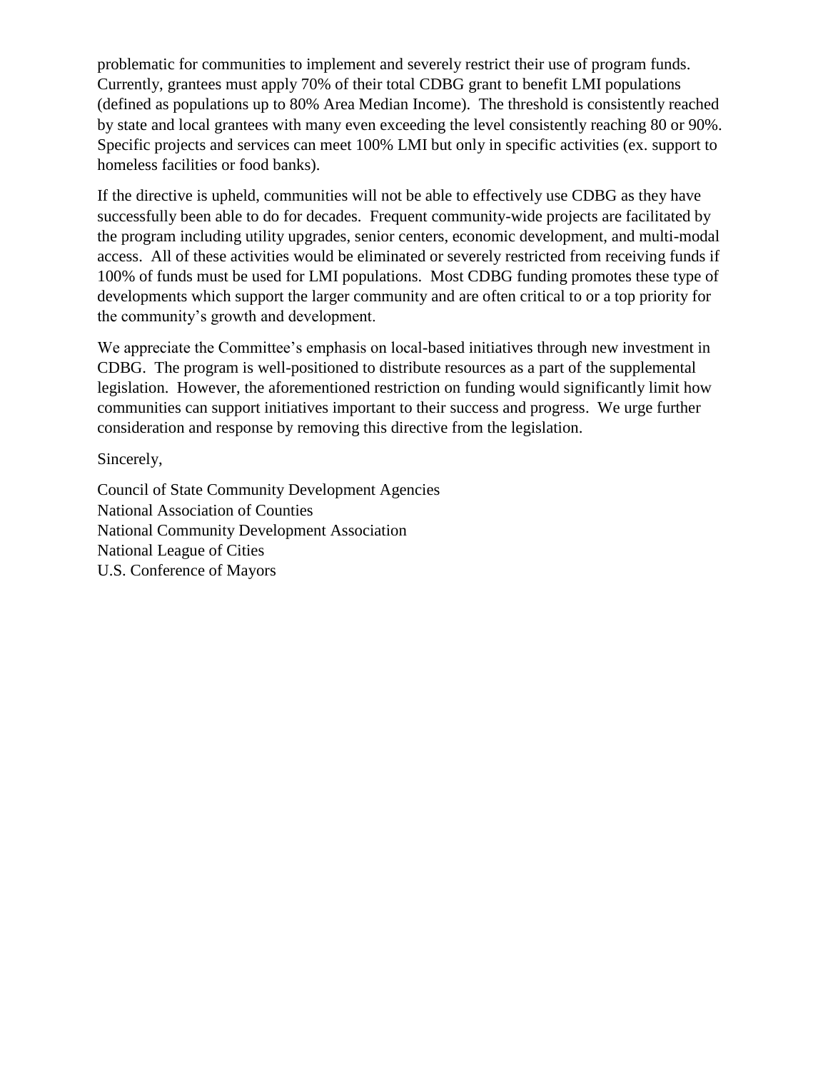problematic for communities to implement and severely restrict their use of program funds. Currently, grantees must apply 70% of their total CDBG grant to benefit LMI populations (defined as populations up to 80% Area Median Income). The threshold is consistently reached by state and local grantees with many even exceeding the level consistently reaching 80 or 90%. Specific projects and services can meet 100% LMI but only in specific activities (ex. support to homeless facilities or food banks).

If the directive is upheld, communities will not be able to effectively use CDBG as they have successfully been able to do for decades. Frequent community-wide projects are facilitated by the program including utility upgrades, senior centers, economic development, and multi-modal access. All of these activities would be eliminated or severely restricted from receiving funds if 100% of funds must be used for LMI populations. Most CDBG funding promotes these type of developments which support the larger community and are often critical to or a top priority for the community's growth and development.

We appreciate the Committee's emphasis on local-based initiatives through new investment in CDBG. The program is well-positioned to distribute resources as a part of the supplemental legislation. However, the aforementioned restriction on funding would significantly limit how communities can support initiatives important to their success and progress. We urge further consideration and response by removing this directive from the legislation.

Sincerely,

Council of State Community Development Agencies
National Association of Counties
National Community Development Association
National League of Cities
U.S. Conference of Mayors